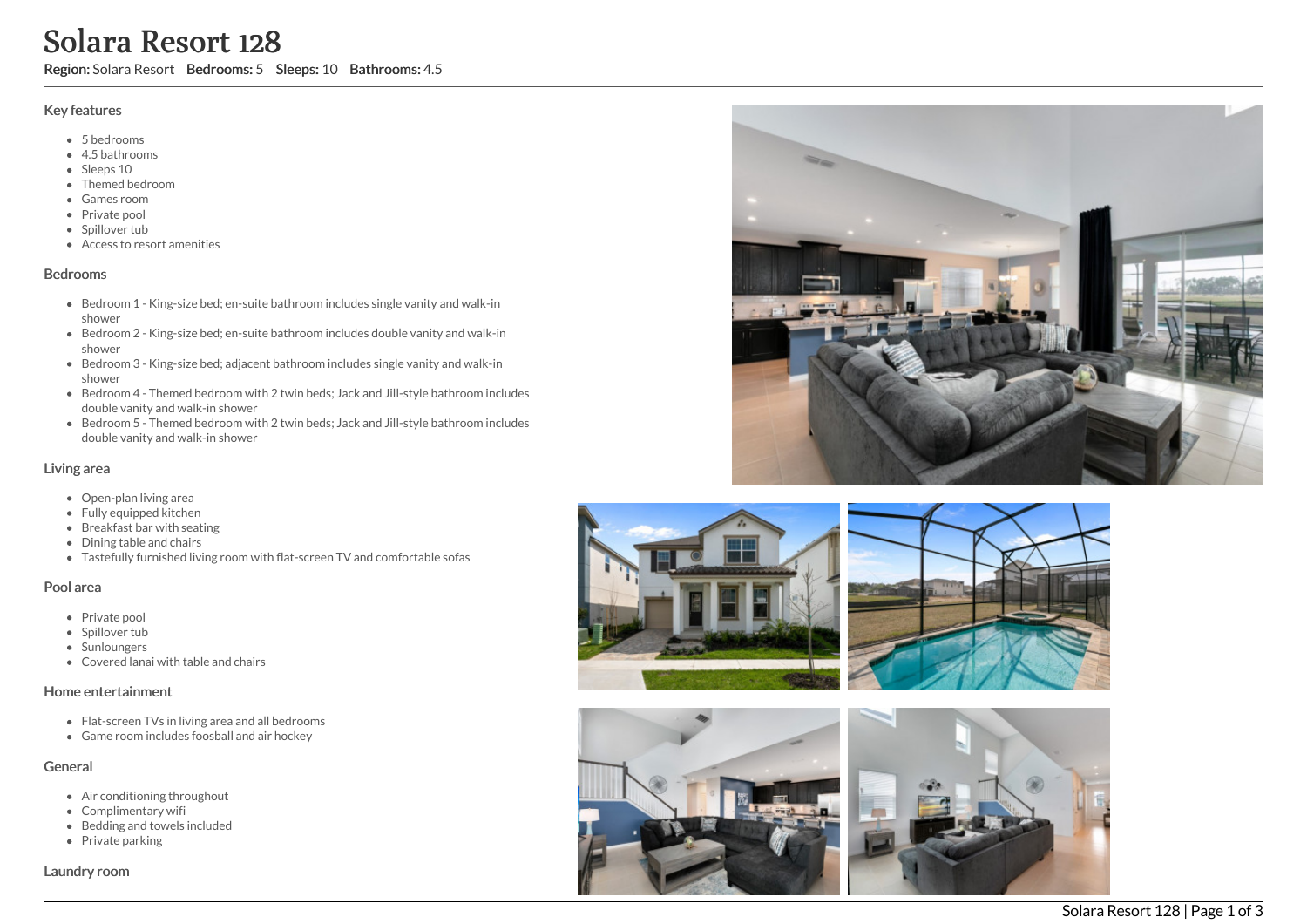# Solara Resort 128

**Region:** Solara Resort **Bedrooms:** 5 **Sleeps:** 10 **Bathrooms:** 4.5

## Key features

- 5 bedrooms
- 4.5 bathrooms
- Sleeps 10
- Themed bedroom
- Games room
- Private pool
- Spillover tub
- Access to resort amenities

## Bedrooms

- Bedroom 1 - King-size bed; en-suite bathroom includes single vanity and walk-in shower
- Bedroom 2 - King-size bed; en-suite bathroom includes double vanity and walk-in shower
- Bedroom 3 - King-size bed; adjacent bathroom includes single vanity and walk-in shower
- Bedroom 4 - Themed bedroom with 2 twin beds; Jack and Jill-style bathroom includes double vanity and walk-in shower
- Bedroom 5 - Themed bedroom with 2 twin beds; Jack and Jill-style bathroom includes double vanity and walk-in shower

## Living area

- Open-plan living area
- Fully equipped kitchen
- Breakfast bar with seating
- Dining table and chairs
- Tastefully furnished living room with flat-screen TV and comfortable sofas

## Pool area

- Private pool
- Spillover tub
- Sunloungers
- Covered lanai with table and chairs

## Home entertainment

- Flat-screen TVs in living area and all bedrooms
- Game room includes foosball and air hockey

## General

- Air conditioning throughout
- Complimentary wifi
- Bedding and towels included
- Private parking

## Laundry room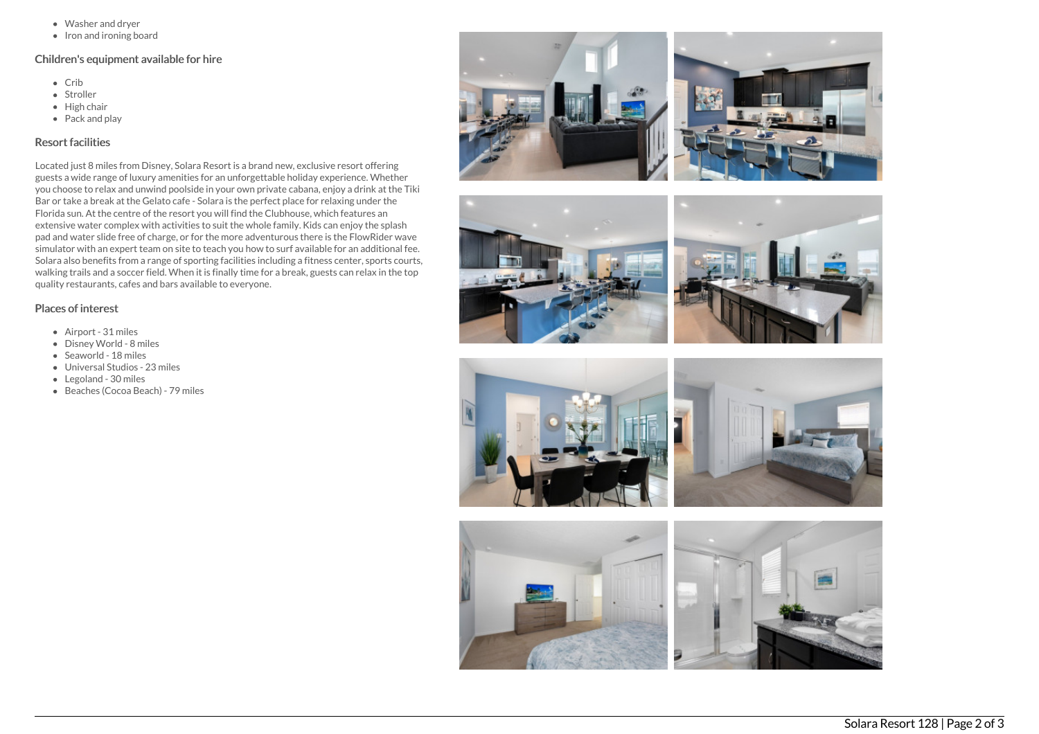- Washer and dryer
- Iron and ironing board

## Children's equipment available for hire

- Crib
- Stroller
- High chair
- Pack and play

## Resort facilities

Located just 8 miles from Disney, Solara Resort is a brand new, exclusive resort offering guests a wide range of luxury amenities for an unforgettable holiday experience. Whether you choose to relax and unwind poolside in your own private cabana, enjoy a drink at the Tiki Bar or take a break at the Gelato cafe - Solara is the perfect place for relaxing under the Florida sun. At the centre of the resort you will find the Clubhouse, which features an extensive water complex with activities to suit the whole family. Kids can enjoy the splash pad and water slide free of charge, or for the more adventurous there is the FlowRider wave simulator with an expert team on site to teach you how to surf available for an additional fee. Solara also benefits from a range of sporting facilities including a fitness center, sports courts, walking trails and a soccer field. When it is finally time for a break, guests can relax in the top quality restaurants, cafes and bars available to everyone.

## Places of interest

- Airport - 31 miles
- Disney World - 8 miles
- Seaworld - 18 miles
- Universal Studios - 23 miles
- Legoland - 30 miles
- Beaches (Cocoa Beach) - 79 miles